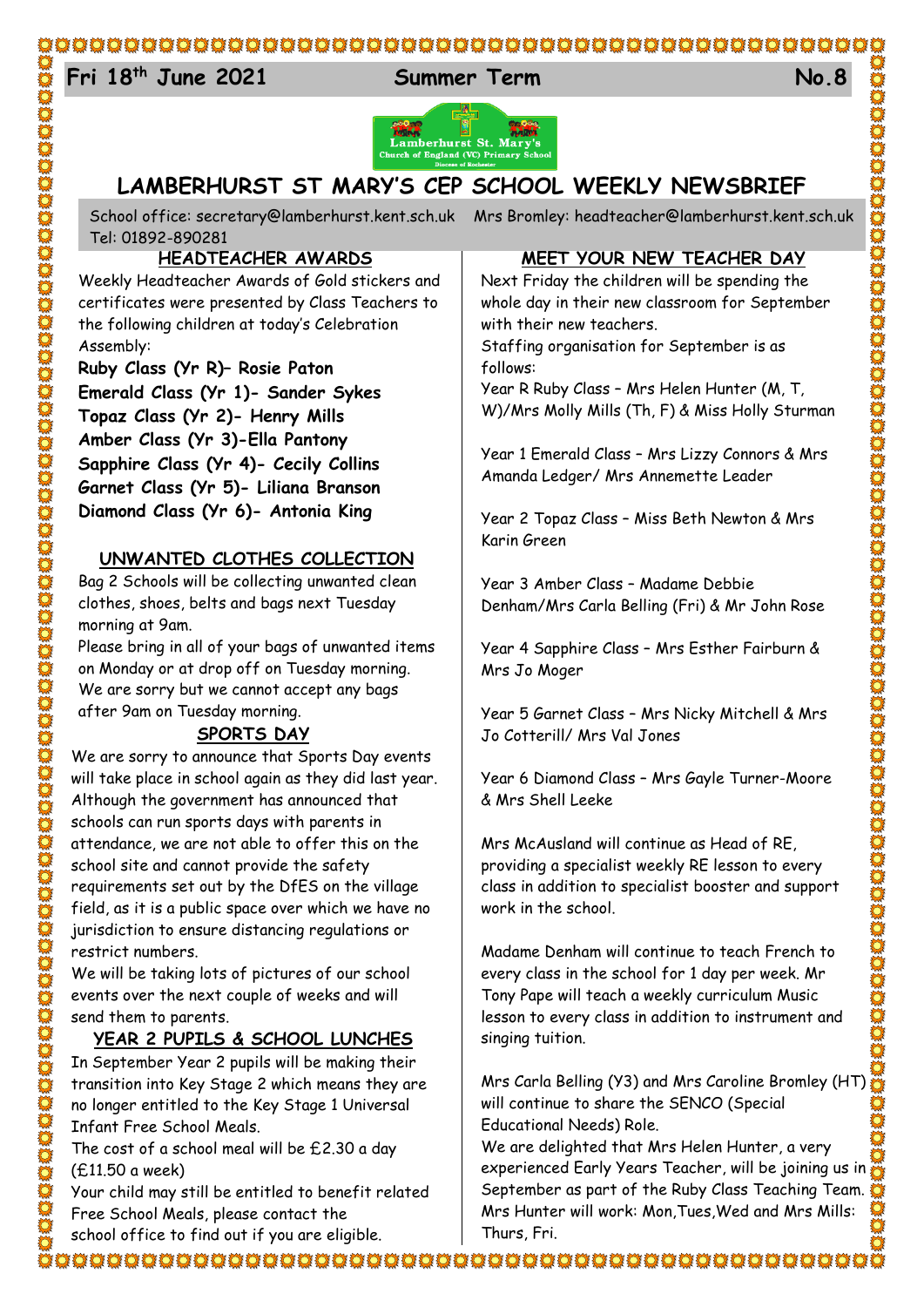Fri 18th June 2021 Summer Term No.8

# LAMBERHURST ST MARY'S CEP SCHOOL WEEKLY NEWSBRIEF

School office: secretary@lamberhurst.kent.sch.uk Mrs Bromley: headteacher@lamberhurst.kent.sch.uk Tel: 01892-890281

## HEADTEACHER AWARDS

Weekly Headteacher Awards of Gold stickers and certificates were presented by Class Teachers to the following children at today's Celebration Assembly:

**Ruby Class (Yr R)– Rosie Paton**
**Emerald Class (Yr 1)- Sander Sykes**
**Topaz Class (Yr 2)- Henry Mills**
**Amber Class (Yr 3)-Ella Pantony**
**Sapphire Class (Yr 4)- Cecily Collins**
**Garnet Class (Yr 5)- Liliana Branson**
**Diamond Class (Yr 6)- Antonia King**

## UNWANTED CLOTHES COLLECTION

Bag 2 Schools will be collecting unwanted clean clothes, shoes, belts and bags next Tuesday morning at 9am.

Please bring in all of your bags of unwanted items on Monday or at drop off on Tuesday morning. We are sorry but we cannot accept any bags after 9am on Tuesday morning.

## SPORTS DAY

We are sorry to announce that Sports Day events will take place in school again as they did last year. Although the government has announced that schools can run sports days with parents in attendance, we are not able to offer this on the school site and cannot provide the safety requirements set out by the DfES on the village field, as it is a public space over which we have no jurisdiction to ensure distancing regulations or restrict numbers.

We will be taking lots of pictures of our school events over the next couple of weeks and will send them to parents.

## YEAR 2 PUPILS & SCHOOL LUNCHES

In September Year 2 pupils will be making their transition into Key Stage 2 which means they are no longer entitled to the Key Stage 1 Universal Infant Free School Meals.

The cost of a school meal will be £2.30 a day (£11.50 a week)

Your child may still be entitled to benefit related Free School Meals, please contact the school office to find out if you are eligible.

## MEET YOUR NEW TEACHER DAY

Next Friday the children will be spending the whole day in their new classroom for September with their new teachers.

Staffing organisation for September is as follows:

Year R Ruby Class – Mrs Helen Hunter (M, T, W)/Mrs Molly Mills (Th, F) & Miss Holly Sturman

Year 1 Emerald Class – Mrs Lizzy Connors & Mrs Amanda Ledger/ Mrs Annemette Leader

Year 2 Topaz Class – Miss Beth Newton & Mrs Karin Green

Year 3 Amber Class – Madame Debbie Denham/Mrs Carla Belling (Fri) & Mr John Rose

Year 4 Sapphire Class – Mrs Esther Fairburn & Mrs Jo Moger

Year 5 Garnet Class – Mrs Nicky Mitchell & Mrs Jo Cotterill/ Mrs Val Jones

Year 6 Diamond Class – Mrs Gayle Turner-Moore & Mrs Shell Leeke

Mrs McAusland will continue as Head of RE, providing a specialist weekly RE lesson to every class in addition to specialist booster and support work in the school.

Madame Denham will continue to teach French to every class in the school for 1 day per week. Mr Tony Pape will teach a weekly curriculum Music lesson to every class in addition to instrument and singing tuition.

Mrs Carla Belling (Y3) and Mrs Caroline Bromley (HT) will continue to share the SENCO (Special Educational Needs) Role.

We are delighted that Mrs Helen Hunter, a very experienced Early Years Teacher, will be joining us in September as part of the Ruby Class Teaching Team. Mrs Hunter will work: Mon,Tues,Wed and Mrs Mills: Thurs, Fri.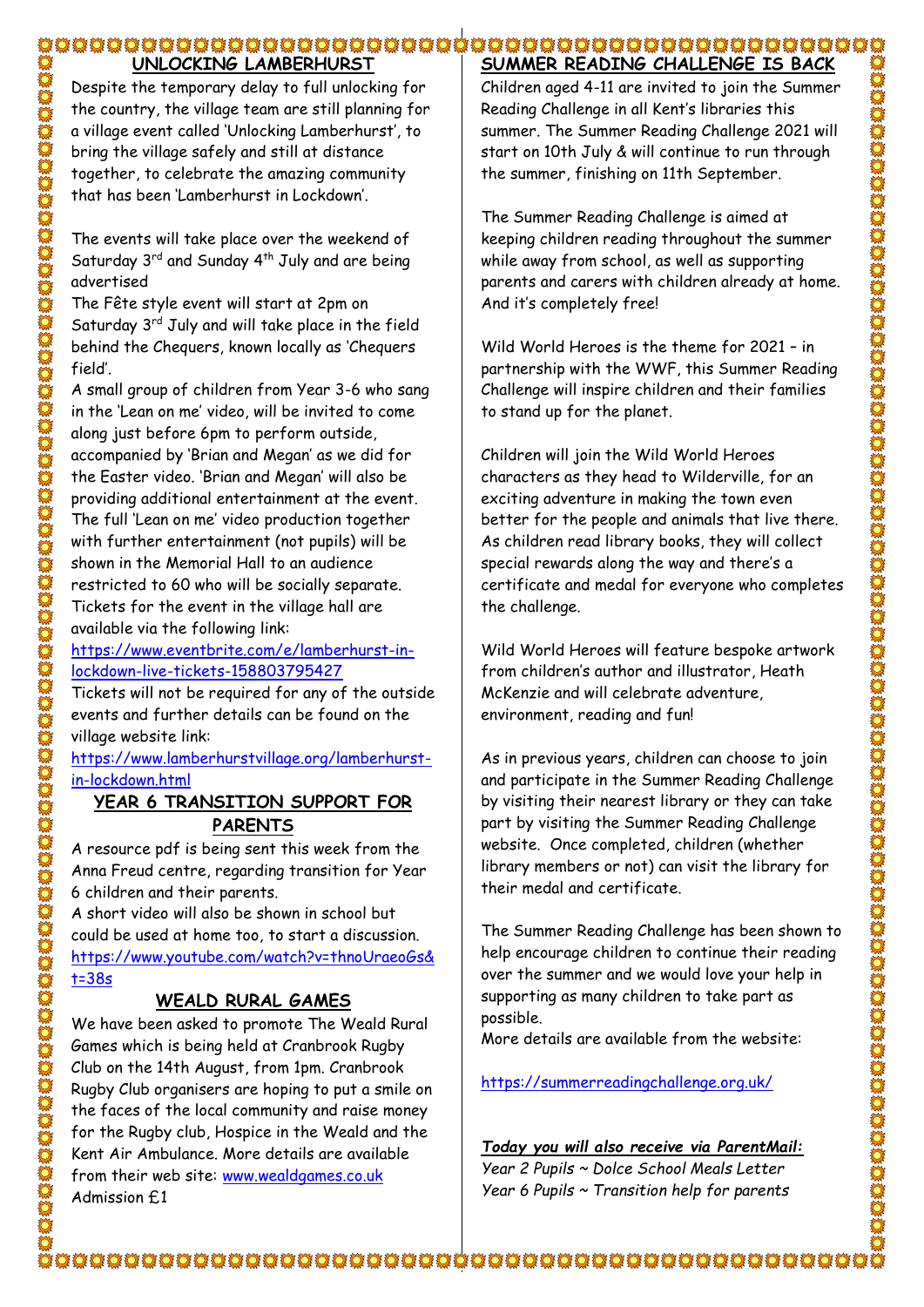## UNLOCKING LAMBERHURST

Despite the temporary delay to full unlocking for the country, the village team are still planning for a village event called 'Unlocking Lamberhurst', to bring the village safely and still at distance together, to celebrate the amazing community that has been 'Lamberhurst in Lockdown'.

The events will take place over the weekend of Saturday 3rd and Sunday 4th July and are being advertised

The Fête style event will start at 2pm on Saturday 3rd July and will take place in the field behind the Chequers, known locally as 'Chequers field'.

A small group of children from Year 3-6 who sang in the 'Lean on me' video, will be invited to come along just before 6pm to perform outside, accompanied by 'Brian and Megan' as we did for the Easter video. 'Brian and Megan' will also be providing additional entertainment at the event. The full 'Lean on me' video production together with further entertainment (not pupils) will be shown in the Memorial Hall to an audience restricted to 60 who will be socially separate. Tickets for the event in the village hall are available via the following link:

https://www.eventbrite.com/e/lamberhurst-in-lockdown-live-tickets-158803795427

Tickets will not be required for any of the outside events and further details can be found on the village website link:

https://www.lamberhurstvillage.org/lamberhurst-in-lockdown.html

## YEAR 6 TRANSITION SUPPORT FOR PARENTS

A resource pdf is being sent this week from the Anna Freud centre, regarding transition for Year 6 children and their parents.

A short video will also be shown in school but could be used at home too, to start a discussion.

https://www.youtube.com/watch?v=thnoUraeoGs&t=38s

## WEALD RURAL GAMES

We have been asked to promote The Weald Rural Games which is being held at Cranbrook Rugby Club on the 14th August, from 1pm. Cranbrook Rugby Club organisers are hoping to put a smile on the faces of the local community and raise money for the Rugby club, Hospice in the Weald and the Kent Air Ambulance. More details are available from their web site: www.wealdgames.co.uk

Admission £1

## SUMMER READING CHALLENGE IS BACK

Children aged 4-11 are invited to join the Summer Reading Challenge in all Kent's libraries this summer. The Summer Reading Challenge 2021 will start on 10th July & will continue to run through the summer, finishing on 11th September.

The Summer Reading Challenge is aimed at keeping children reading throughout the summer while away from school, as well as supporting parents and carers with children already at home. And it's completely free!

Wild World Heroes is the theme for 2021 – in partnership with the WWF, this Summer Reading Challenge will inspire children and their families to stand up for the planet.

Children will join the Wild World Heroes characters as they head to Wilderville, for an exciting adventure in making the town even better for the people and animals that live there. As children read library books, they will collect special rewards along the way and there's a certificate and medal for everyone who completes the challenge.

Wild World Heroes will feature bespoke artwork from children's author and illustrator, Heath McKenzie and will celebrate adventure, environment, reading and fun!

As in previous years, children can choose to join and participate in the Summer Reading Challenge by visiting their nearest library or they can take part by visiting the Summer Reading Challenge website. Once completed, children (whether library members or not) can visit the library for their medal and certificate.

The Summer Reading Challenge has been shown to help encourage children to continue their reading over the summer and we would love your help in supporting as many children to take part as possible.

More details are available from the website:

https://summerreadingchallenge.org.uk/

***Today you will also receive via ParentMail:***

*Year 2 Pupils ~ Dolce School Meals Letter*

*Year 6 Pupils ~ Transition help for parents*